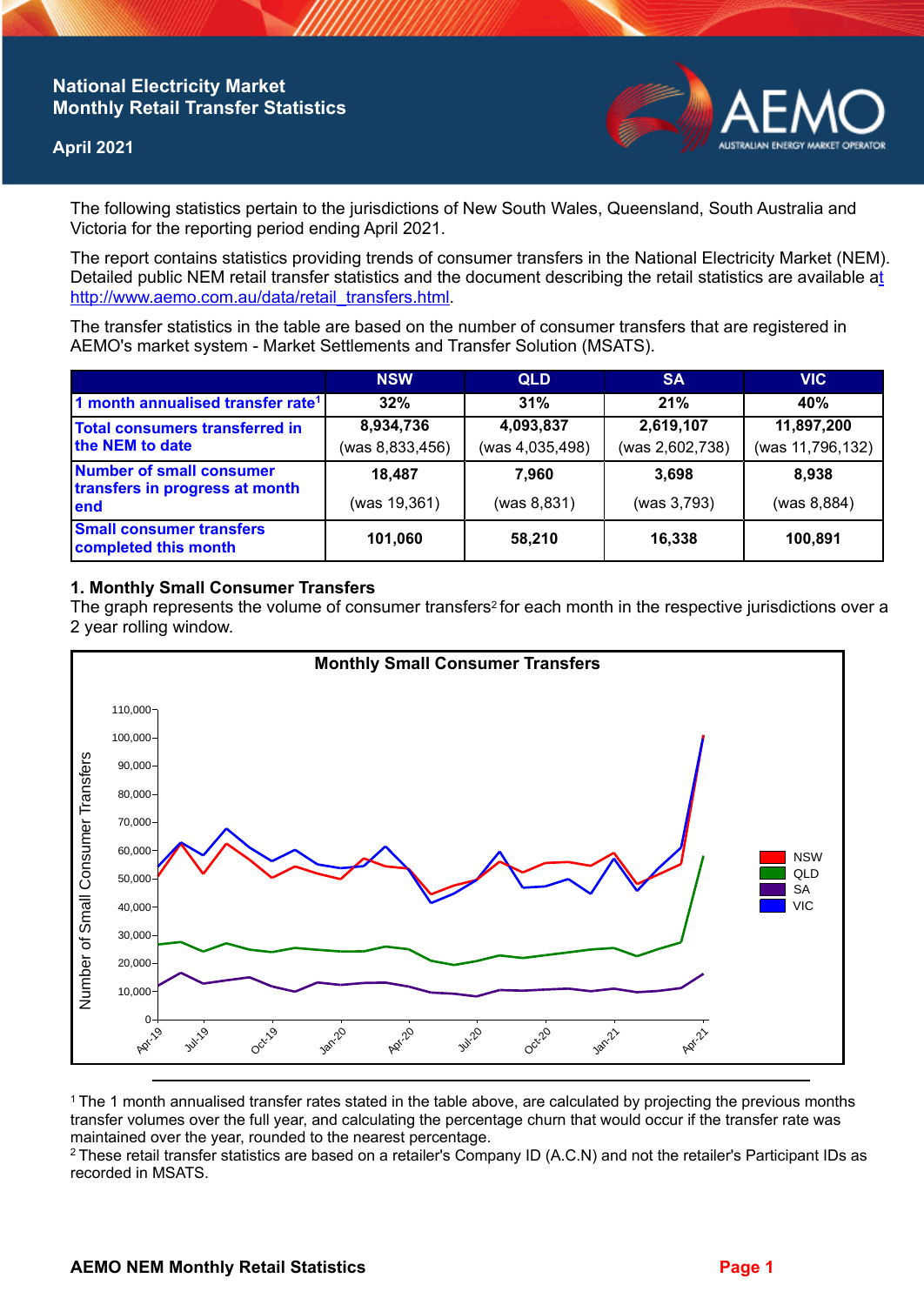# National Electricity Market Monthly Retail Transfer Statistics

## April 2021

The following statistics pertain to the jurisdictions of New South Wales, Queensland, South Australia and Victoria for the reporting period ending April 2021.

The report contains statistics providing trends of consumer transfers in the National Electricity Market (NEM). Detailed public NEM retail transfer statistics and the document describing the retail statistics are available at http://www.aemo.com.au/data/retail_transfers.html.

The transfer statistics in the table are based on the number of consumer transfers that are registered in AEMO's market system - Market Settlements and Transfer Solution (MSATS).

| | NSW | QLD | SA | VIC |
|---|---|---|---|---|
| 1 month annualised transfer rate[1] | 32% | 31% | 21% | 40% |
| Total consumers transferred in the NEM to date | 8,934,736 (was 8,833,456) | 4,093,837 (was 4,035,498) | 2,619,107 (was 2,602,738) | 11,897,200 (was 11,796,132) |
| Number of small consumer transfers in progress at month end | 18,487 (was 19,361) | 7,960 (was 8,831) | 3,698 (was 3,793) | 8,938 (was 8,884) |
| Small consumer transfers completed this month | 101,060 | 58,210 | 16,338 | 100,891 |

### 1. Monthly Small Consumer Transfers

The graph represents the volume of consumer transfers[2] for each month in the respective jurisdictions over a 2 year rolling window.

[1] The 1 month annualised transfer rates stated in the table above, are calculated by projecting the previous months transfer volumes over the full year, and calculating the percentage churn that would occur if the transfer rate was maintained over the year, rounded to the nearest percentage.

[2] These retail transfer statistics are based on a retailer's Company ID (A.C.N) and not the retailer's Participant IDs as recorded in MSATS.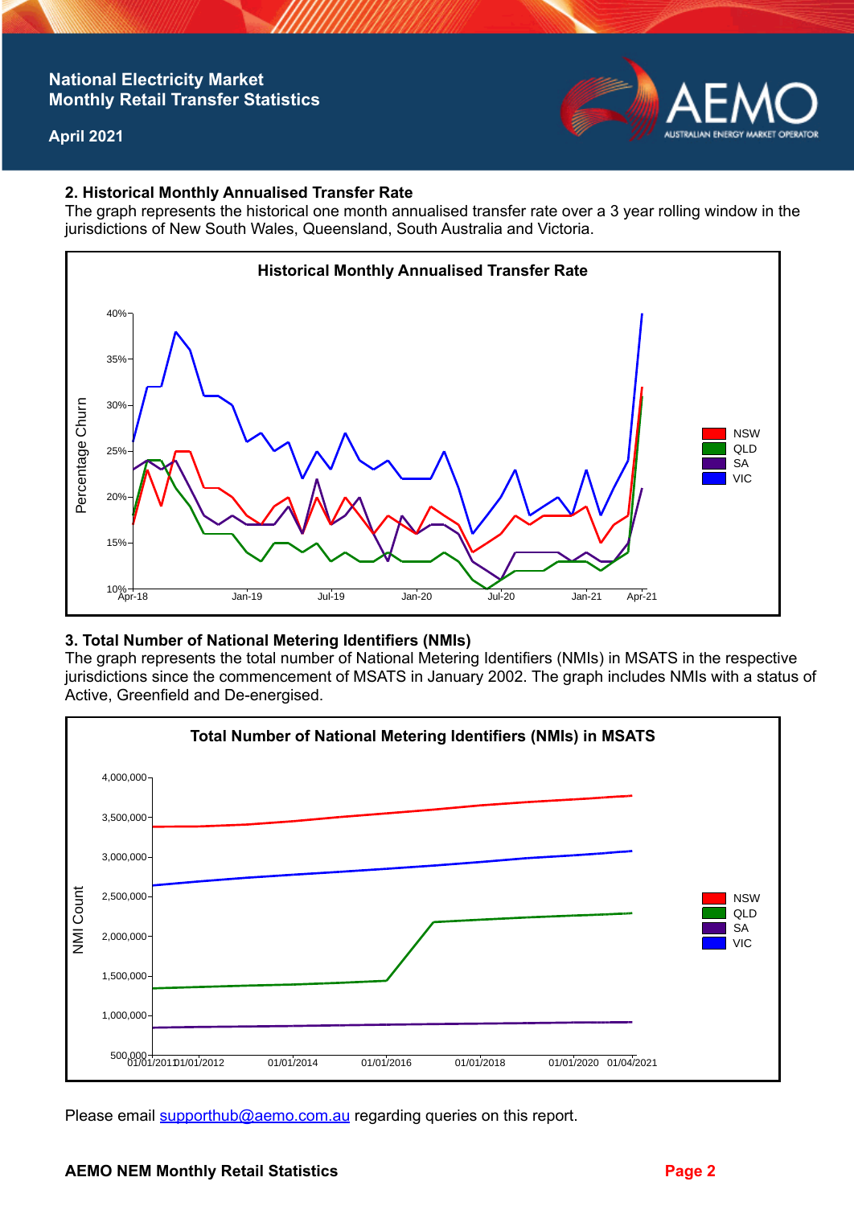National Electricity Market
Monthly Retail Transfer Statistics

April 2021

## 2. Historical Monthly Annualised Transfer Rate

The graph represents the historical one month annualised transfer rate over a 3 year rolling window in the jurisdictions of New South Wales, Queensland, South Australia and Victoria.

Historical Monthly Annualised Transfer Rate

Percentage Churn

40%
35%
30%
25%
20%
15%
10%

Apr-18
Jan-19
Jul-19
Jan-20
Jul-20
Jan-21
Apr-21

NSW
QLD
SA
VIC

## 3. Total Number of National Metering Identifiers (NMIs)

The graph represents the total number of National Metering Identifiers (NMIs) in MSATS in the respective jurisdictions since the commencement of MSATS in January 2002. The graph includes NMIs with a status of Active, Greenfield and De-energised.

Total Number of National Metering Identifiers (NMIs) in MSATS

NMI Count

4,000,000
3,500,000
3,000,000
2,500,000
2,000,000
1,500,000
1,000,000
500,000

01/01/2011
01/01/2012
01/01/2014
01/01/2016
01/01/2018
01/01/2020
01/04/2021

NSW
QLD
SA
VIC

Please email supporthub@aemo.com.au regarding queries on this report.

**AEMO NEM Monthly Retail Statistics**